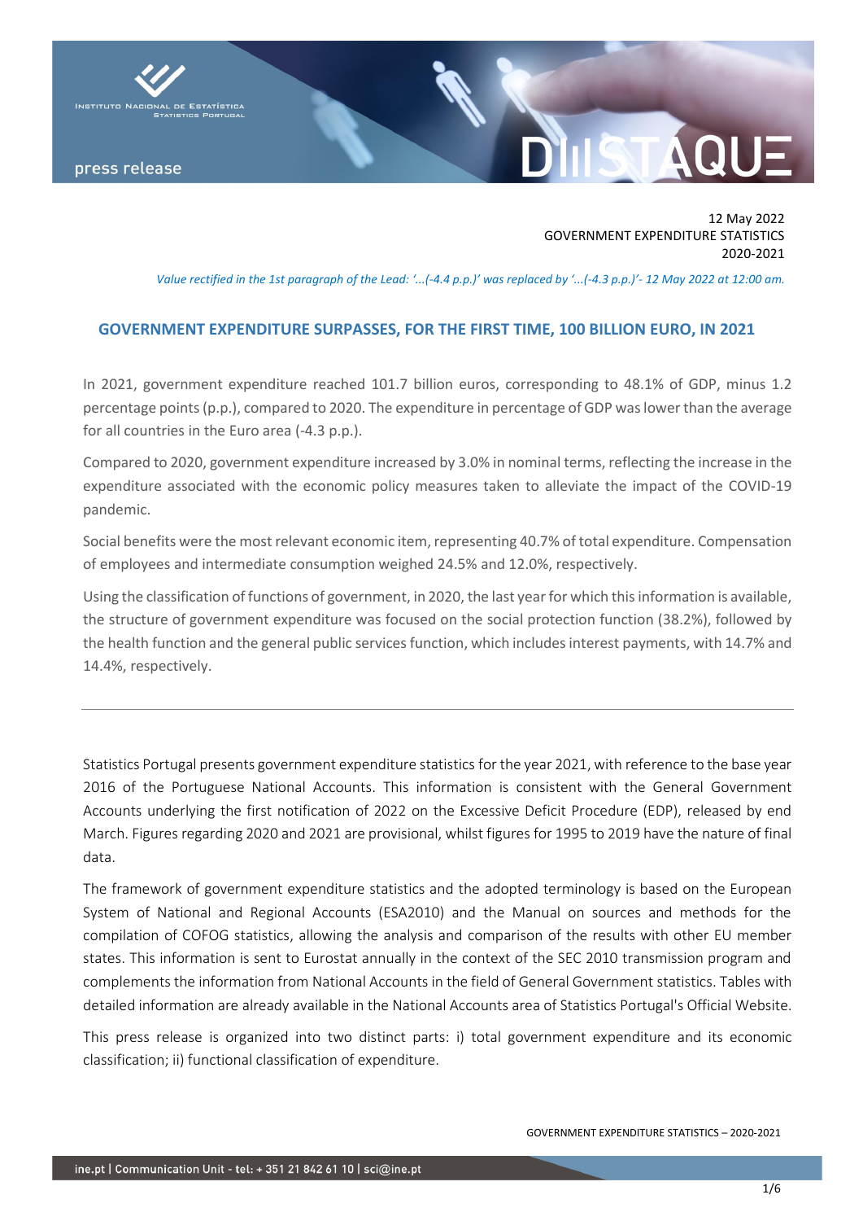12 May 2022
GOVERNMENT EXPENDITURE STATISTICS
2020-2021

*Value rectified in the 1st paragraph of the Lead: '...(-4.4 p.p.)' was replaced by '...(-4.3 p.p.)'- 12 May 2022 at 12:00 am.*

## GOVERNMENT EXPENDITURE SURPASSES, FOR THE FIRST TIME, 100 BILLION EURO, IN 2021

In 2021, government expenditure reached 101.7 billion euros, corresponding to 48.1% of GDP, minus 1.2 percentage points (p.p.), compared to 2020. The expenditure in percentage of GDP was lower than the average for all countries in the Euro area (-4.3 p.p.).

Compared to 2020, government expenditure increased by 3.0% in nominal terms, reflecting the increase in the expenditure associated with the economic policy measures taken to alleviate the impact of the COVID-19 pandemic.

Social benefits were the most relevant economic item, representing 40.7% of total expenditure. Compensation of employees and intermediate consumption weighed 24.5% and 12.0%, respectively.

Using the classification of functions of government, in 2020, the last year for which this information is available, the structure of government expenditure was focused on the social protection function (38.2%), followed by the health function and the general public services function, which includes interest payments, with 14.7% and 14.4%, respectively.

---

Statistics Portugal presents government expenditure statistics for the year 2021, with reference to the base year 2016 of the Portuguese National Accounts. This information is consistent with the General Government Accounts underlying the first notification of 2022 on the Excessive Deficit Procedure (EDP), released by end March. Figures regarding 2020 and 2021 are provisional, whilst figures for 1995 to 2019 have the nature of final data.

The framework of government expenditure statistics and the adopted terminology is based on the European System of National and Regional Accounts (ESA2010) and the Manual on sources and methods for the compilation of COFOG statistics, allowing the analysis and comparison of the results with other EU member states. This information is sent to Eurostat annually in the context of the SEC 2010 transmission program and complements the information from National Accounts in the field of General Government statistics. Tables with detailed information are already available in the National Accounts area of Statistics Portugal's Official Website.

This press release is organized into two distinct parts: i) total government expenditure and its economic classification; ii) functional classification of expenditure.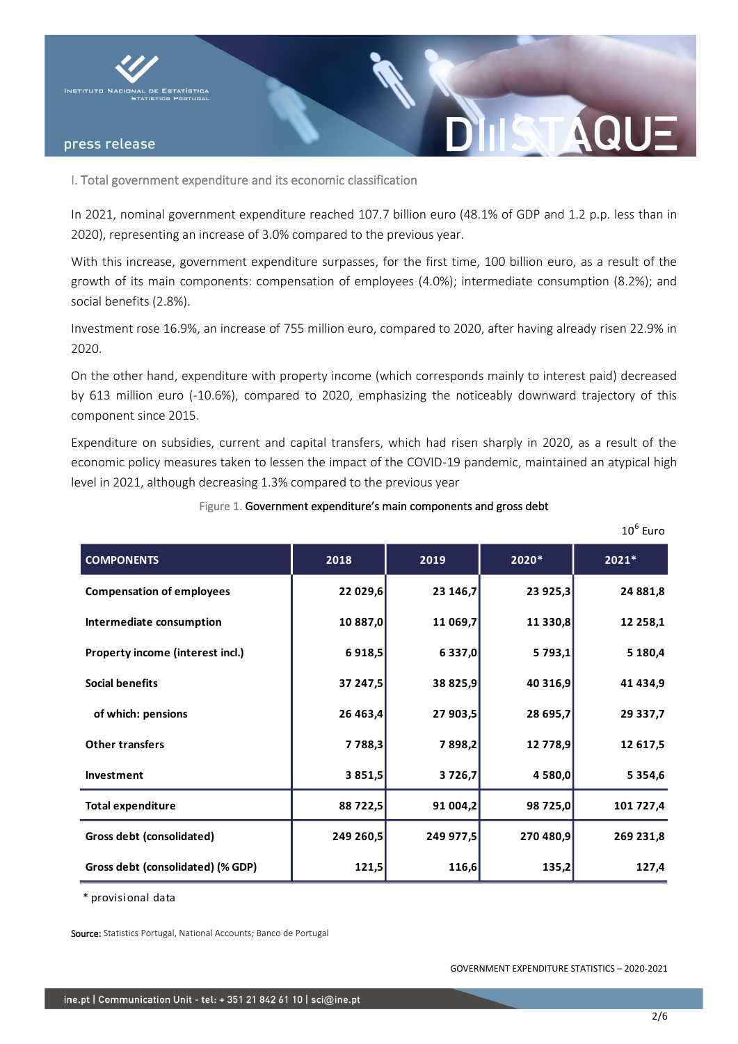## I. Total government expenditure and its economic classification

In 2021, nominal government expenditure reached 107.7 billion euro (48.1% of GDP and 1.2 p.p. less than in 2020), representing an increase of 3.0% compared to the previous year.

With this increase, government expenditure surpasses, for the first time, 100 billion euro, as a result of the growth of its main components: compensation of employees (4.0%); intermediate consumption (8.2%); and social benefits (2.8%).

Investment rose 16.9%, an increase of 755 million euro, compared to 2020, after having already risen 22.9% in 2020.

On the other hand, expenditure with property income (which corresponds mainly to interest paid) decreased by 613 million euro (-10.6%), compared to 2020, emphasizing the noticeably downward trajectory of this component since 2015.

Expenditure on subsidies, current and capital transfers, which had risen sharply in 2020, as a result of the economic policy measures taken to lessen the impact of the COVID-19 pandemic, maintained an atypical high level in 2021, although decreasing 1.3% compared to the previous year

Figure 1. **Government expenditure's main components and gross debt**

$10^6$ Euro

| COMPONENTS | 2018 | 2019 | 2020* | 2021* |
|---|---|---|---|---|
| **Compensation of employees** | 22 029,6 | 23 146,7 | 23 925,3 | 24 881,8 |
| **Intermediate consumption** | 10 887,0 | 11 069,7 | 11 330,8 | 12 258,1 |
| **Property income (interest incl.)** | 6 918,5 | 6 337,0 | 5 793,1 | 5 180,4 |
| **Social benefits** | 37 247,5 | 38 825,9 | 40 316,9 | 41 434,9 |
| **of which: pensions** | 26 463,4 | 27 903,5 | 28 695,7 | 29 337,7 |
| **Other transfers** | 7 788,3 | 7 898,2 | 12 778,9 | 12 617,5 |
| **Investment** | 3 851,5 | 3 726,7 | 4 580,0 | 5 354,6 |
| **Total expenditure** | 88 722,5 | 91 004,2 | 98 725,0 | 101 727,4 |
| **Gross debt (consolidated)** | 249 260,5 | 249 977,5 | 270 480,9 | 269 231,8 |
| **Gross debt (consolidated) (% GDP)** | 121,5 | 116,6 | 135,2 | 127,4 |

\* provisional data

**Source:** Statistics Portugal, National Accounts; Banco de Portugal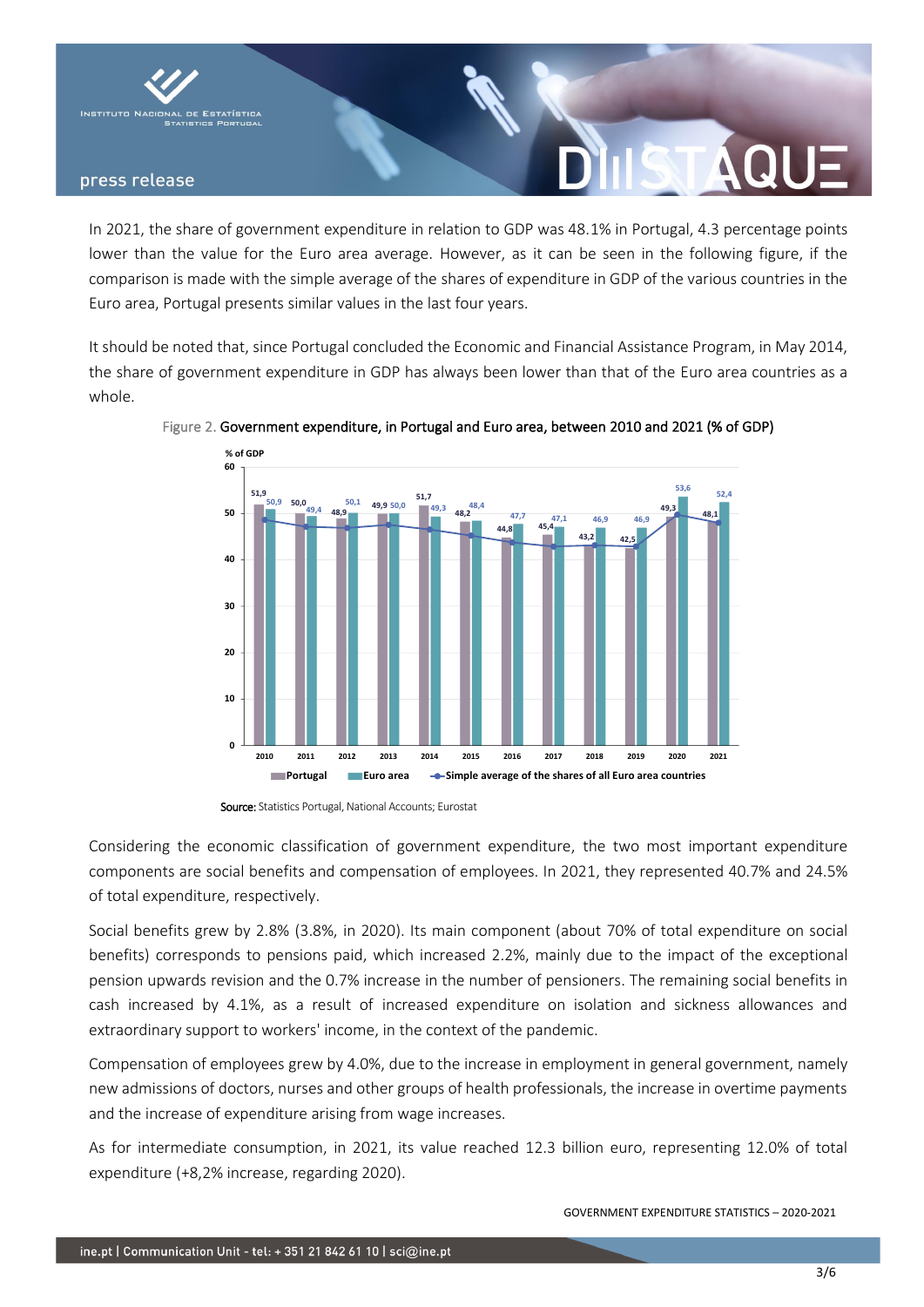In 2021, the share of government expenditure in relation to GDP was 48.1% in Portugal, 4.3 percentage points lower than the value for the Euro area average. However, as it can be seen in the following figure, if the comparison is made with the simple average of the shares of expenditure in GDP of the various countries in the Euro area, Portugal presents similar values in the last four years.

It should be noted that, since Portugal concluded the Economic and Financial Assistance Program, in May 2014, the share of government expenditure in GDP has always been lower than that of the Euro area countries as a whole.

Figure 2. Government expenditure, in Portugal and Euro area, between 2010 and 2021 (% of GDP)

| % of GDP | 2010 | 2011 | 2012 | 2013 | 2014 | 2015 | 2016 | 2017 | 2018 | 2019 | 2020 | 2021 |
|---|---|---|---|---|---|---|---|---|---|---|---|---|
| Portugal | 51,9 | 50,0 | 48,9 | 49,9 | 51,7 | 48,2 | 44,8 | 45,4 | 43,2 | 42,5 | 49,3 | 48,1 |
| Euro area | 50,9 | 49,4 | 50,1 | 50,0 | 49,3 | 48,4 | 47,7 | 47,1 | 46,9 | 46,9 | 53,6 | 52,4 |

Legend: Portugal; Euro area; Simple average of the shares of all Euro area countries

**Source:** Statistics Portugal, National Accounts; Eurostat

Considering the economic classification of government expenditure, the two most important expenditure components are social benefits and compensation of employees. In 2021, they represented 40.7% and 24.5% of total expenditure, respectively.

Social benefits grew by 2.8% (3.8%, in 2020). Its main component (about 70% of total expenditure on social benefits) corresponds to pensions paid, which increased 2.2%, mainly due to the impact of the exceptional pension upwards revision and the 0.7% increase in the number of pensioners. The remaining social benefits in cash increased by 4.1%, as a result of increased expenditure on isolation and sickness allowances and extraordinary support to workers' income, in the context of the pandemic.

Compensation of employees grew by 4.0%, due to the increase in employment in general government, namely new admissions of doctors, nurses and other groups of health professionals, the increase in overtime payments and the increase of expenditure arising from wage increases.

As for intermediate consumption, in 2021, its value reached 12.3 billion euro, representing 12.0% of total expenditure (+8,2% increase, regarding 2020).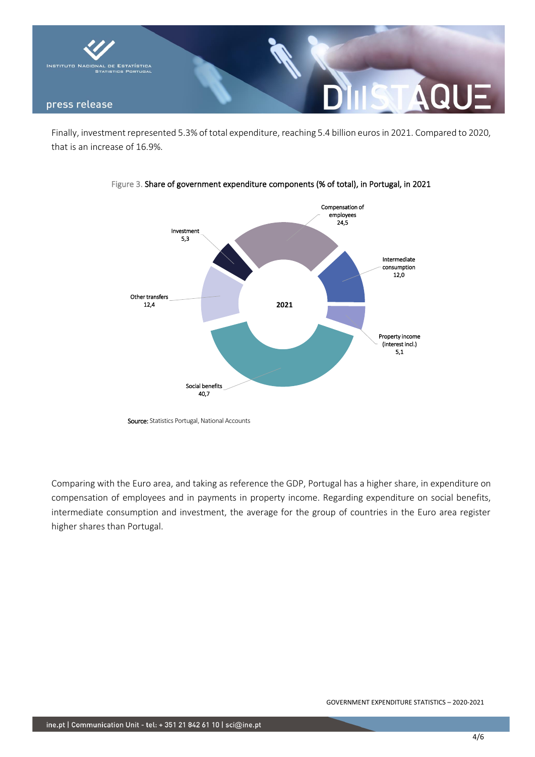Finally, investment represented 5.3% of total expenditure, reaching 5.4 billion euros in 2021. Compared to 2020, that is an increase of 16.9%.

Figure 3. Share of government expenditure components (% of total), in Portugal, in 2021

| Component | 2021 |
| --- | --- |
| Compensation of employees | 24,5 |
| Intermediate consumption | 12,0 |
| Property income (interest incl.) | 5,1 |
| Social benefits | 40,7 |
| Other transfers | 12,4 |
| Investment | 5,3 |

**Source:** Statistics Portugal, National Accounts

Comparing with the Euro area, and taking as reference the GDP, Portugal has a higher share, in expenditure on compensation of employees and in payments in property income. Regarding expenditure on social benefits, intermediate consumption and investment, the average for the group of countries in the Euro area register higher shares than Portugal.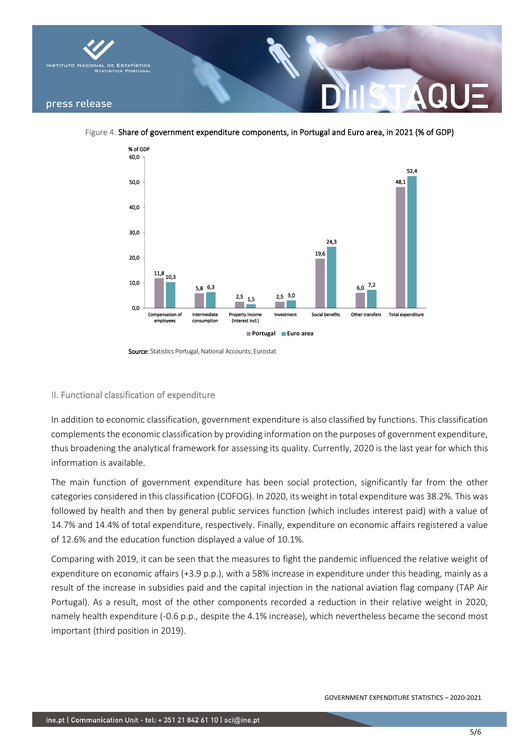Figure 4. Share of government expenditure components, in Portugal and Euro area, in 2021 (% of GDP)

| % of GDP | Portugal | Euro area |
|---|---|---|
| Compensation of employees | 11,8 | 10,3 |
| Intermediate consumption | 5,8 | 6,3 |
| Property income (interest incl.) | 2,5 | 1,5 |
| Investment | 2,5 | 3,0 |
| Social benefits | 19,6 | 24,3 |
| Other transfers | 6,0 | 7,2 |
| Total expenditure | 48,1 | 52,4 |

**Source:** Statistics Portugal, National Accounts; Eurostat

## II. Functional classification of expenditure

In addition to economic classification, government expenditure is also classified by functions. This classification complements the economic classification by providing information on the purposes of government expenditure, thus broadening the analytical framework for assessing its quality. Currently, 2020 is the last year for which this information is available.

The main function of government expenditure has been social protection, significantly far from the other categories considered in this classification (COFOG). In 2020, its weight in total expenditure was 38.2%. This was followed by health and then by general public services function (which includes interest paid) with a value of 14.7% and 14.4% of total expenditure, respectively. Finally, expenditure on economic affairs registered a value of 12.6% and the education function displayed a value of 10.1%.

Comparing with 2019, it can be seen that the measures to fight the pandemic influenced the relative weight of expenditure on economic affairs (+3.9 p.p.), with a 58% increase in expenditure under this heading, mainly as a result of the increase in subsidies paid and the capital injection in the national aviation flag company (TAP Air Portugal). As a result, most of the other components recorded a reduction in their relative weight in 2020, namely health expenditure (-0.6 p.p., despite the 4.1% increase), which nevertheless became the second most important (third position in 2019).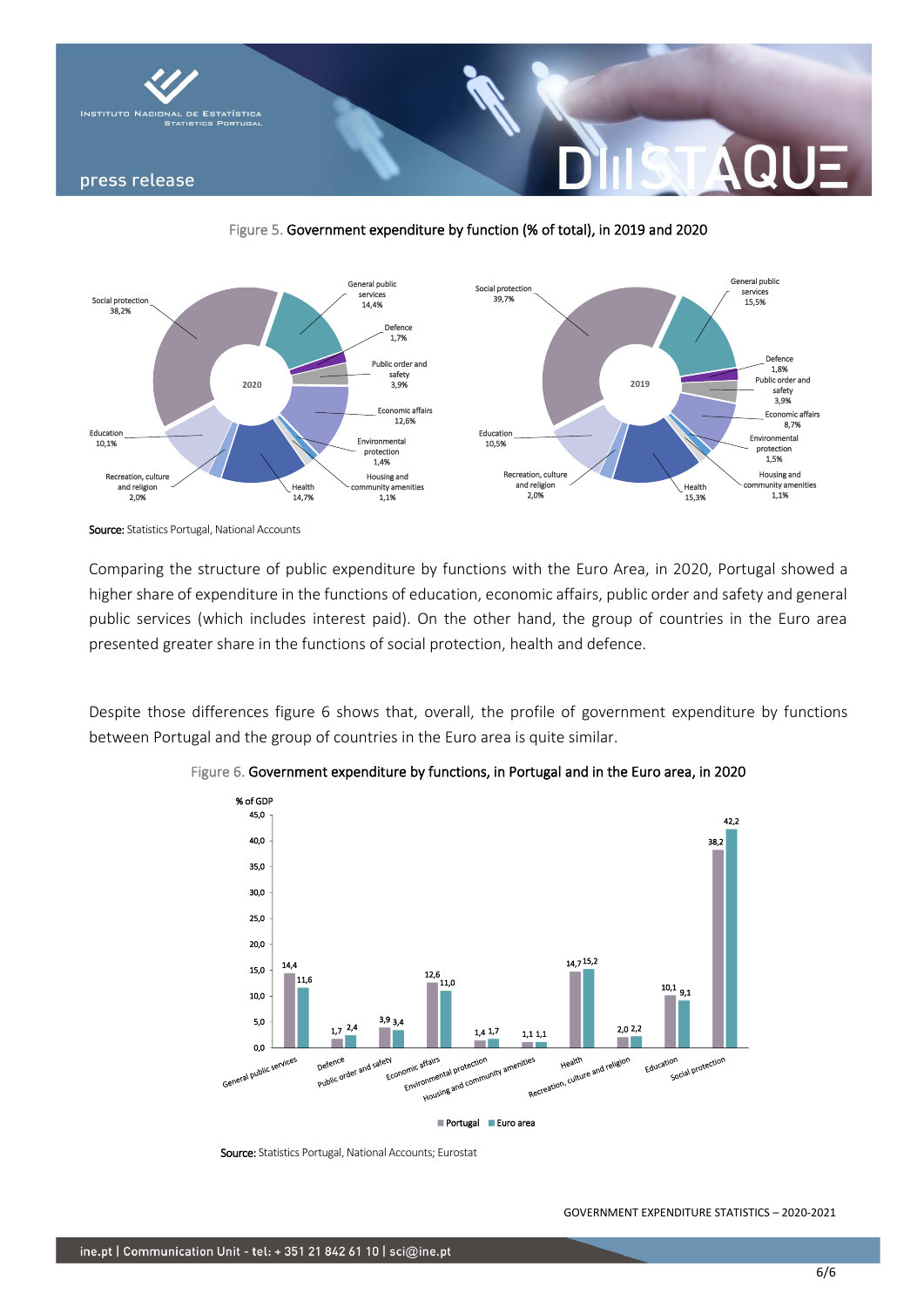Figure 5. Government expenditure by function (% of total), in 2019 and 2020

2020

Social protection 38,2%
General public services 14,4%
Defence 1,7%
Public order and safety 3,9%
Economic affairs 12,6%
Environmental protection 1,4%
Housing and community amenities 1,1%
Health 14,7%
Recreation, culture and religion 2,0%
Education 10,1%

2019

Social protection 39,7%
General public services 15,5%
Defence 1,8%
Public order and safety 3,9%
Economic affairs 8,7%
Environmental protection 1,5%
Housing and community amenities 1,1%
Health 15,3%
Recreation, culture and religion 2,0%
Education 10,5%

**Source:** Statistics Portugal, National Accounts

Comparing the structure of public expenditure by functions with the Euro Area, in 2020, Portugal showed a higher share of expenditure in the functions of education, economic affairs, public order and safety and general public services (which includes interest paid). On the other hand, the group of countries in the Euro area presented greater share in the functions of social protection, health and defence.

Despite those differences figure 6 shows that, overall, the profile of government expenditure by functions between Portugal and the group of countries in the Euro area is quite similar.

Figure 6. Government expenditure by functions, in Portugal and in the Euro area, in 2020

% of GDP

45,0
40,0
35,0
30,0
25,0
20,0
15,0
10,0
5,0
0,0

General public services: 14,4 / 11,6
Defence: 1,7 / 2,4
Public order and safety: 3,9 / 3,4
Economic affairs: 12,6 / 11,0
Environmental protection: 1,4 / 1,7
Housing and community amenities: 1,1 / 1,1
Health: 14,7 / 15,2
Recreation, culture and religion: 2,0 / 2,2
Education: 10,1 / 9,1
Social protection: 38,2 / 42,2

Portugal   Euro area

**Source:** Statistics Portugal, National Accounts; Eurostat